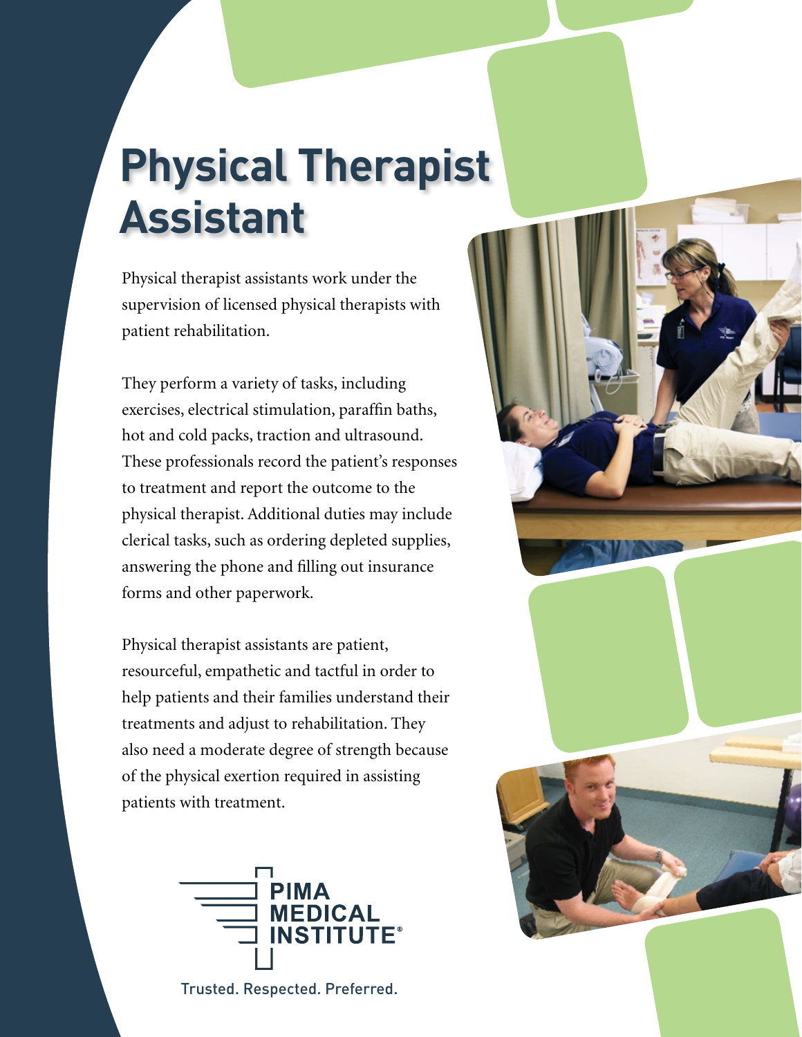# Physical Therapist Assistant

Physical therapist assistants work under the supervision of licensed physical therapists with patient rehabilitation.

They perform a variety of tasks, including exercises, electrical stimulation, paraffin baths, hot and cold packs, traction and ultrasound. These professionals record the patient's responses to treatment and report the outcome to the physical therapist. Additional duties may include clerical tasks, such as ordering depleted supplies, answering the phone and filling out insurance forms and other paperwork.

Physical therapist assistants are patient, resourceful, empathetic and tactful in order to help patients and their families understand their treatments and adjust to rehabilitation. They also need a moderate degree of strength because of the physical exertion required in assisting patients with treatment.

PIMA MEDICAL INSTITUTE®

Trusted. Respected. Preferred.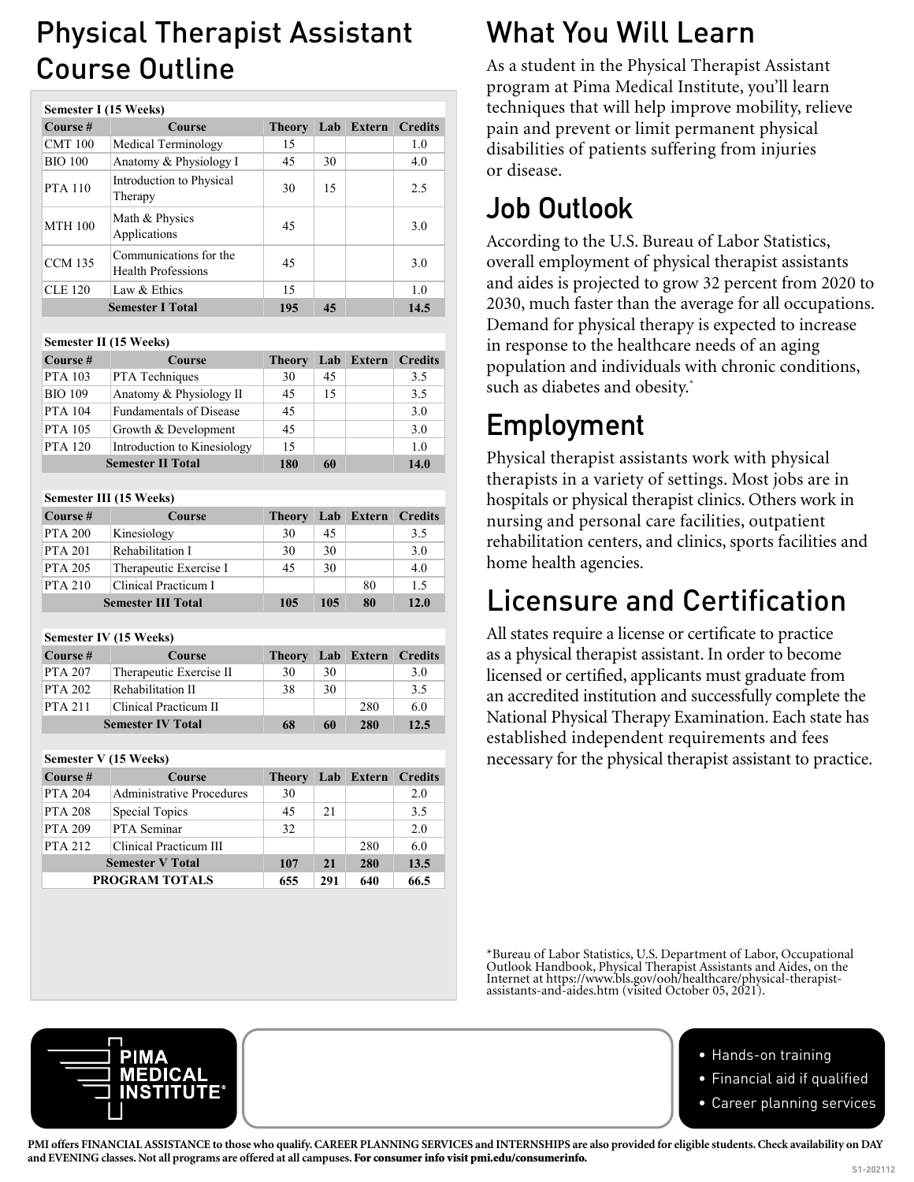# Physical Therapist Assistant Course Outline

**Semester I (15 Weeks)**

| Course # | Course | Theory | Lab | Extern | Credits |
|---|---|---|---|---|---|
| CMT 100 | Medical Terminology | 15 | | | 1.0 |
| BIO 100 | Anatomy & Physiology I | 45 | 30 | | 4.0 |
| PTA 110 | Introduction to Physical Therapy | 30 | 15 | | 2.5 |
| MTH 100 | Math & Physics Applications | 45 | | | 3.0 |
| CCM 135 | Communications for the Health Professions | 45 | | | 3.0 |
| CLE 120 | Law & Ethics | 15 | | | 1.0 |
| **Semester I Total** | | **195** | **45** | | **14.5** |

**Semester II (15 Weeks)**

| Course # | Course | Theory | Lab | Extern | Credits |
|---|---|---|---|---|---|
| PTA 103 | PTA Techniques | 30 | 45 | | 3.5 |
| BIO 109 | Anatomy & Physiology II | 45 | 15 | | 3.5 |
| PTA 104 | Fundamentals of Disease | 45 | | | 3.0 |
| PTA 105 | Growth & Development | 45 | | | 3.0 |
| PTA 120 | Introduction to Kinesiology | 15 | | | 1.0 |
| **Semester II Total** | | **180** | **60** | | **14.0** |

**Semester III (15 Weeks)**

| Course # | Course | Theory | Lab | Extern | Credits |
|---|---|---|---|---|---|
| PTA 200 | Kinesiology | 30 | 45 | | 3.5 |
| PTA 201 | Rehabilitation I | 30 | 30 | | 3.0 |
| PTA 205 | Therapeutic Exercise I | 45 | 30 | | 4.0 |
| PTA 210 | Clinical Practicum I | | | 80 | 1.5 |
| **Semester III Total** | | **105** | **105** | **80** | **12.0** |

**Semester IV (15 Weeks)**

| Course # | Course | Theory | Lab | Extern | Credits |
|---|---|---|---|---|---|
| PTA 207 | Therapeutic Exercise II | 30 | 30 | | 3.0 |
| PTA 202 | Rehabilitation II | 38 | 30 | | 3.5 |
| PTA 211 | Clinical Practicum II | | | 280 | 6.0 |
| **Semester IV Total** | | **68** | **60** | **280** | **12.5** |

**Semester V (15 Weeks)**

| Course # | Course | Theory | Lab | Extern | Credits |
|---|---|---|---|---|---|
| PTA 204 | Administrative Procedures | 30 | | | 2.0 |
| PTA 208 | Special Topics | 45 | 21 | | 3.5 |
| PTA 209 | PTA Seminar | 32 | | | 2.0 |
| PTA 212 | Clinical Practicum III | | | 280 | 6.0 |
| **Semester V Total** | | **107** | **21** | **280** | **13.5** |
| **PROGRAM TOTALS** | | **655** | **291** | **640** | **66.5** |

# What You Will Learn

As a student in the Physical Therapist Assistant program at Pima Medical Institute, you'll learn techniques that will help improve mobility, relieve pain and prevent or limit permanent physical disabilities of patients suffering from injuries or disease.

# Job Outlook

According to the U.S. Bureau of Labor Statistics, overall employment of physical therapist assistants and aides is projected to grow 32 percent from 2020 to 2030, much faster than the average for all occupations. Demand for physical therapy is expected to increase in response to the healthcare needs of an aging population and individuals with chronic conditions, such as diabetes and obesity.*

# Employment

Physical therapist assistants work with physical therapists in a variety of settings. Most jobs are in hospitals or physical therapist clinics. Others work in nursing and personal care facilities, outpatient rehabilitation centers, and clinics, sports facilities and home health agencies.

# Licensure and Certification

All states require a license or certificate to practice as a physical therapist assistant. In order to become licensed or certified, applicants must graduate from an accredited institution and successfully complete the National Physical Therapy Examination. Each state has established independent requirements and fees necessary for the physical therapist assistant to practice.

*Bureau of Labor Statistics, U.S. Department of Labor, Occupational Outlook Handbook, Physical Therapist Assistants and Aides, on the Internet at https://www.bls.gov/ooh/healthcare/physical-therapist-assistants-and-aides.htm (visited October 05, 2021).

PIMA MEDICAL INSTITUTE®

- Hands-on training
- Financial aid if qualified
- Career planning services

**PMI offers FINANCIAL ASSISTANCE to those who qualify. CAREER PLANNING SERVICES and INTERNSHIPS are also provided for eligible students. Check availability on DAY and EVENING classes. Not all programs are offered at all campuses. For consumer info visit pmi.edu/consumerinfo.**

S1-202112